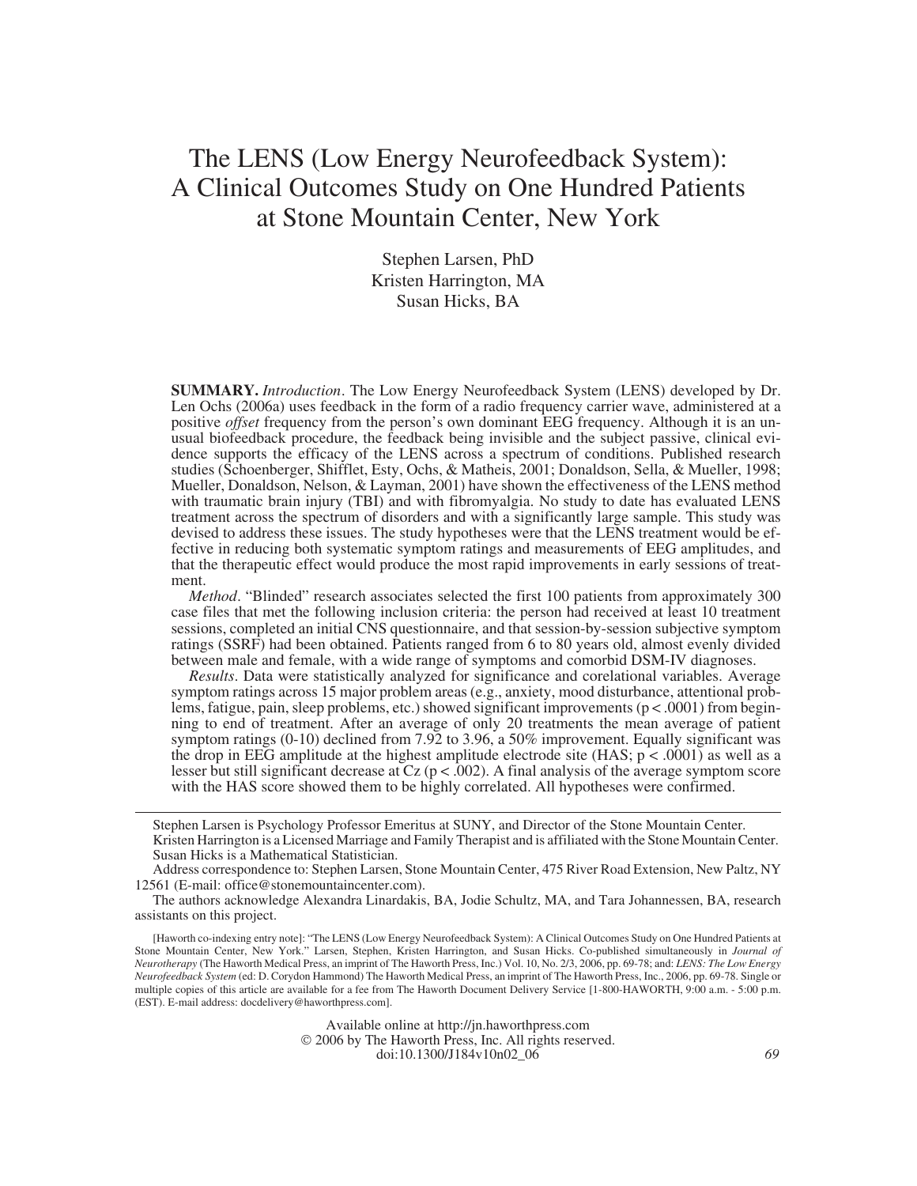# The LENS (Low Energy Neurofeedback System): A Clinical Outcomes Study on One Hundred Patients at Stone Mountain Center, New York

Stephen Larsen, PhD
Kristen Harrington, MA
Susan Hicks, BA

**SUMMARY.** *Introduction*. The Low Energy Neurofeedback System (LENS) developed by Dr. Len Ochs (2006a) uses feedback in the form of a radio frequency carrier wave, administered at a positive *offset* frequency from the person's own dominant EEG frequency. Although it is an unusual biofeedback procedure, the feedback being invisible and the subject passive, clinical evidence supports the efficacy of the LENS across a spectrum of conditions. Published research studies (Schoenberger, Shifflet, Esty, Ochs, & Matheis, 2001; Donaldson, Sella, & Mueller, 1998; Mueller, Donaldson, Nelson, & Layman, 2001) have shown the effectiveness of the LENS method with traumatic brain injury (TBI) and with fibromyalgia. No study to date has evaluated LENS treatment across the spectrum of disorders and with a significantly large sample. This study was devised to address these issues. The study hypotheses were that the LENS treatment would be effective in reducing both systematic symptom ratings and measurements of EEG amplitudes, and that the therapeutic effect would produce the most rapid improvements in early sessions of treatment.

*Method*. "Blinded" research associates selected the first 100 patients from approximately 300 case files that met the following inclusion criteria: the person had received at least 10 treatment sessions, completed an initial CNS questionnaire, and that session-by-session subjective symptom ratings (SSRF) had been obtained. Patients ranged from 6 to 80 years old, almost evenly divided between male and female, with a wide range of symptoms and comorbid DSM-IV diagnoses.

*Results*. Data were statistically analyzed for significance and corelational variables. Average symptom ratings across 15 major problem areas (e.g., anxiety, mood disturbance, attentional problems, fatigue, pain, sleep problems, etc.) showed significant improvements ($p < .0001$) from beginning to end of treatment. After an average of only 20 treatments the mean average of patient symptom ratings (0-10) declined from 7.92 to 3.96, a 50% improvement. Equally significant was the drop in EEG amplitude at the highest amplitude electrode site (HAS; $p < .0001$) as well as a lesser but still significant decrease at Cz ($p < .002$). A final analysis of the average symptom score with the HAS score showed them to be highly correlated. All hypotheses were confirmed.

---

Stephen Larsen is Psychology Professor Emeritus at SUNY, and Director of the Stone Mountain Center.

Kristen Harrington is a Licensed Marriage and Family Therapist and is affiliated with the Stone Mountain Center.

Susan Hicks is a Mathematical Statistician.

Address correspondence to: Stephen Larsen, Stone Mountain Center, 475 River Road Extension, New Paltz, NY 12561 (E-mail: office@stonemountaincenter.com).

The authors acknowledge Alexandra Linardakis, BA, Jodie Schultz, MA, and Tara Johannessen, BA, research assistants on this project.

[Haworth co-indexing entry note]: "The LENS (Low Energy Neurofeedback System): A Clinical Outcomes Study on One Hundred Patients at Stone Mountain Center, New York." Larsen, Stephen, Kristen Harrington, and Susan Hicks. Co-published simultaneously in *Journal of Neurotherapy* (The Haworth Medical Press, an imprint of The Haworth Press, Inc.) Vol. 10, No. 2/3, 2006, pp. 69-78; and: *LENS: The Low Energy Neurofeedback System* (ed: D. Corydon Hammond) The Haworth Medical Press, an imprint of The Haworth Press, Inc., 2006, pp. 69-78. Single or multiple copies of this article are available for a fee from The Haworth Document Delivery Service [1-800-HAWORTH, 9:00 a.m. - 5:00 p.m. (EST). E-mail address: docdelivery@haworthpress.com].

Available online at http://jn.haworthpress.com
© 2006 by The Haworth Press, Inc. All rights reserved.
doi:10.1300/J184v10n02_06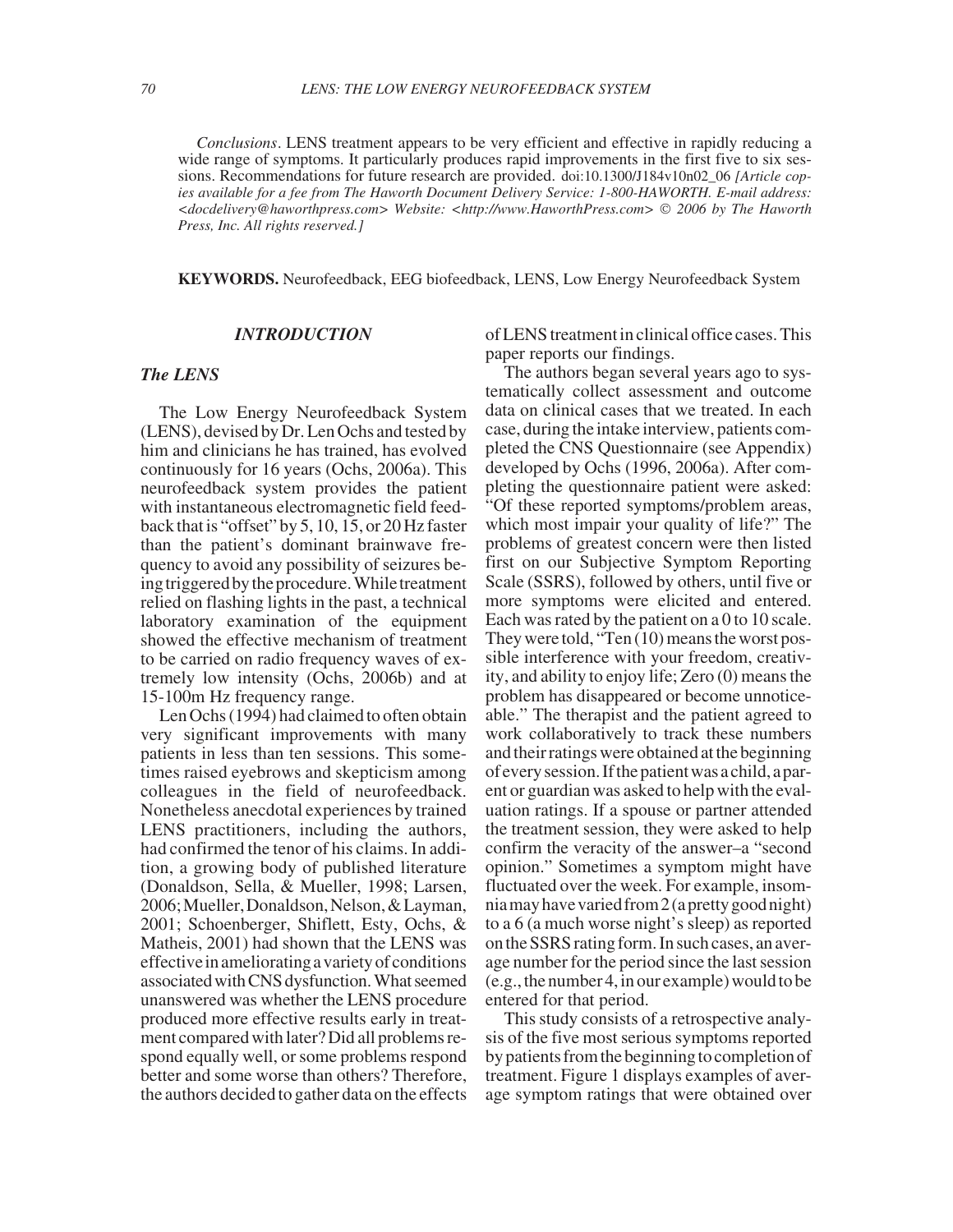*Conclusions*. LENS treatment appears to be very efficient and effective in rapidly reducing a wide range of symptoms. It particularly produces rapid improvements in the first five to six sessions. Recommendations for future research are provided. doi:10.1300/J184v10n02_06 *[Article copies available for a fee from The Haworth Document Delivery Service: 1-800-HAWORTH. E-mail address: <docdelivery@haworthpress.com> Website: <http://www.HaworthPress.com> © 2006 by The Haworth Press, Inc. All rights reserved.]*

**KEYWORDS.** Neurofeedback, EEG biofeedback, LENS, Low Energy Neurofeedback System

## *INTRODUCTION*

### *The LENS*

The Low Energy Neurofeedback System (LENS), devised by Dr. Len Ochs and tested by him and clinicians he has trained, has evolved continuously for 16 years (Ochs, 2006a). This neurofeedback system provides the patient with instantaneous electromagnetic field feedback that is "offset" by 5, 10, 15, or 20 Hz faster than the patient's dominant brainwave frequency to avoid any possibility of seizures being triggered by the procedure. While treatment relied on flashing lights in the past, a technical laboratory examination of the equipment showed the effective mechanism of treatment to be carried on radio frequency waves of extremely low intensity (Ochs, 2006b) and at 15-100m Hz frequency range.

Len Ochs (1994) had claimed to often obtain very significant improvements with many patients in less than ten sessions. This sometimes raised eyebrows and skepticism among colleagues in the field of neurofeedback. Nonetheless anecdotal experiences by trained LENS practitioners, including the authors, had confirmed the tenor of his claims. In addition, a growing body of published literature (Donaldson, Sella, & Mueller, 1998; Larsen, 2006; Mueller, Donaldson, Nelson, & Layman, 2001; Schoenberger, Shiflett, Esty, Ochs, & Matheis, 2001) had shown that the LENS was effective in ameliorating a variety of conditions associated with CNS dysfunction. What seemed unanswered was whether the LENS procedure produced more effective results early in treatment compared with later? Did all problems respond equally well, or some problems respond better and some worse than others? Therefore, the authors decided to gather data on the effects of LENS treatment in clinical office cases. This paper reports our findings.

The authors began several years ago to systematically collect assessment and outcome data on clinical cases that we treated. In each case, during the intake interview, patients completed the CNS Questionnaire (see Appendix) developed by Ochs (1996, 2006a). After completing the questionnaire patient were asked: "Of these reported symptoms/problem areas, which most impair your quality of life?" The problems of greatest concern were then listed first on our Subjective Symptom Reporting Scale (SSRS), followed by others, until five or more symptoms were elicited and entered. Each was rated by the patient on a 0 to 10 scale. They were told, "Ten (10) means the worst possible interference with your freedom, creativity, and ability to enjoy life; Zero (0) means the problem has disappeared or become unnoticeable." The therapist and the patient agreed to work collaboratively to track these numbers and their ratings were obtained at the beginning of every session. If the patient was a child, a parent or guardian was asked to help with the evaluation ratings. If a spouse or partner attended the treatment session, they were asked to help confirm the veracity of the answer–a "second opinion." Sometimes a symptom might have fluctuated over the week. For example, insomnia may have varied from 2 (a pretty good night) to a 6 (a much worse night's sleep) as reported on the SSRS rating form. In such cases, an average number for the period since the last session (e.g., the number 4, in our example) would to be entered for that period.

This study consists of a retrospective analysis of the five most serious symptoms reported by patients from the beginning to completion of treatment. Figure 1 displays examples of average symptom ratings that were obtained over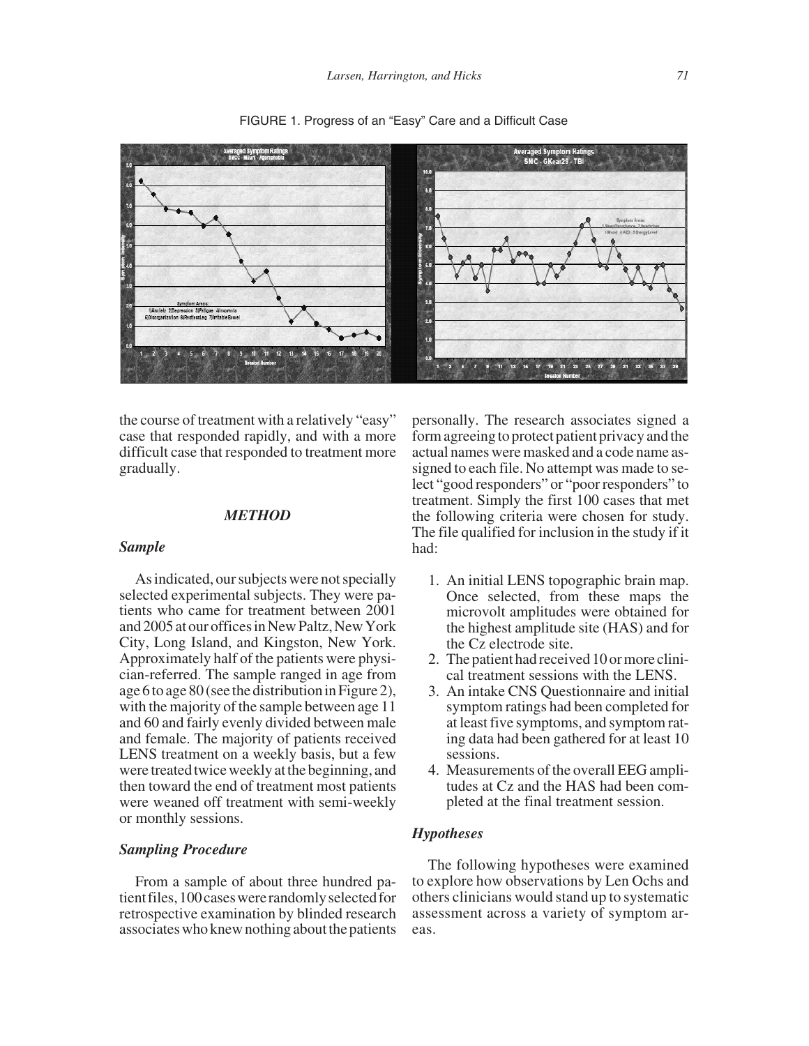FIGURE 1. Progress of an "Easy" Care and a Difficult Case

Averaged Symptom Ratings
SMCC - MAurt - Agoraphobia

Symptom Intensity

Symptom Areas:
1)Anxiety 2)Depression 3)Fatigue 4)Insomnia
5)Disorganization 6)RestlessLeg 7)IrritableBowel

Session Number

Averaged Symptom Ratings
SNC - GKear29 - TBI

Symptom Intensity

Symptom Areas:
1 SeqsDisturbance 2 Headaches
3 Mood 4 ADD 5 EnergyLevel

Session Number

the course of treatment with a relatively "easy" case that responded rapidly, and with a more difficult case that responded to treatment more gradually.

## METHOD

### Sample

As indicated, our subjects were not specially selected experimental subjects. They were patients who came for treatment between 2001 and 2005 at our offices in New Paltz, New York City, Long Island, and Kingston, New York. Approximately half of the patients were physician-referred. The sample ranged in age from age 6 to age 80 (see the distribution in Figure 2), with the majority of the sample between age 11 and 60 and fairly evenly divided between male and female. The majority of patients received LENS treatment on a weekly basis, but a few were treated twice weekly at the beginning, and then toward the end of treatment most patients were weaned off treatment with semi-weekly or monthly sessions.

### Sampling Procedure

From a sample of about three hundred patient files, 100 cases were randomly selected for retrospective examination by blinded research associates who knew nothing about the patients personally. The research associates signed a form agreeing to protect patient privacy and the actual names were masked and a code name assigned to each file. No attempt was made to select "good responders" or "poor responders" to treatment. Simply the first 100 cases that met the following criteria were chosen for study. The file qualified for inclusion in the study if it had:

1. An initial LENS topographic brain map. Once selected, from these maps the microvolt amplitudes were obtained for the highest amplitude site (HAS) and for the Cz electrode site.
2. The patient had received 10 or more clinical treatment sessions with the LENS.
3. An intake CNS Questionnaire and initial symptom ratings had been completed for at least five symptoms, and symptom rating data had been gathered for at least 10 sessions.
4. Measurements of the overall EEG amplitudes at Cz and the HAS had been completed at the final treatment session.

### Hypotheses

The following hypotheses were examined to explore how observations by Len Ochs and others clinicians would stand up to systematic assessment across a variety of symptom areas.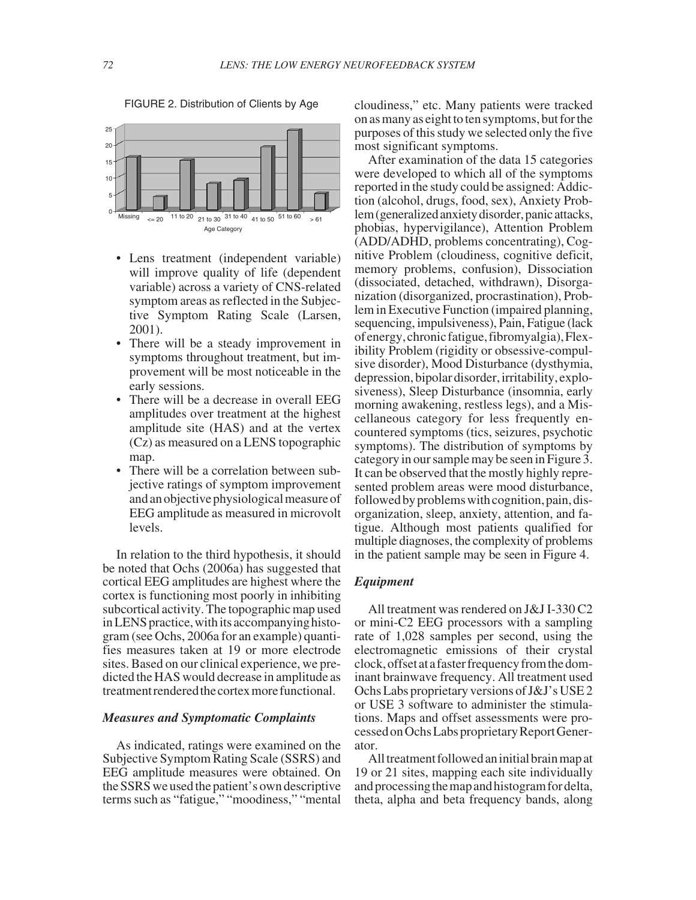FIGURE 2. Distribution of Clients by Age

25
20
15
10
5
0

Missing
<= 20
11 to 20
21 to 30
31 to 40
41 to 50
51 to 60
> 61

Age Category

- Lens treatment (independent variable) will improve quality of life (dependent variable) across a variety of CNS-related symptom areas as reflected in the Subjective Symptom Rating Scale (Larsen, 2001).
- There will be a steady improvement in symptoms throughout treatment, but improvement will be most noticeable in the early sessions.
- There will be a decrease in overall EEG amplitudes over treatment at the highest amplitude site (HAS) and at the vertex (Cz) as measured on a LENS topographic map.
- There will be a correlation between subjective ratings of symptom improvement and an objective physiological measure of EEG amplitude as measured in microvolt levels.

In relation to the third hypothesis, it should be noted that Ochs (2006a) has suggested that cortical EEG amplitudes are highest where the cortex is functioning most poorly in inhibiting subcortical activity. The topographic map used in LENS practice, with its accompanying histogram (see Ochs, 2006a for an example) quantifies measures taken at 19 or more electrode sites. Based on our clinical experience, we predicted the HAS would decrease in amplitude as treatment rendered the cortex more functional.

### *Measures and Symptomatic Complaints*

As indicated, ratings were examined on the Subjective Symptom Rating Scale (SSRS) and EEG amplitude measures were obtained. On the SSRS we used the patient's own descriptive terms such as "fatigue," "moodiness," "mental cloudiness," etc. Many patients were tracked on as many as eight to ten symptoms, but for the purposes of this study we selected only the five most significant symptoms.

After examination of the data 15 categories were developed to which all of the symptoms reported in the study could be assigned: Addiction (alcohol, drugs, food, sex), Anxiety Problem (generalized anxiety disorder, panic attacks, phobias, hypervigilance), Attention Problem (ADD/ADHD, problems concentrating), Cognitive Problem (cloudiness, cognitive deficit, memory problems, confusion), Dissociation (dissociated, detached, withdrawn), Disorganization (disorganized, procrastination), Problem in Executive Function (impaired planning, sequencing, impulsiveness), Pain, Fatigue (lack of energy, chronic fatigue, fibromyalgia), Flexibility Problem (rigidity or obsessive-compulsive disorder), Mood Disturbance (dysthymia, depression, bipolar disorder, irritability, explosiveness), Sleep Disturbance (insomnia, early morning awakening, restless legs), and a Miscellaneous category for less frequently encountered symptoms (tics, seizures, psychotic symptoms). The distribution of symptoms by category in our sample may be seen in Figure 3. It can be observed that the mostly highly represented problem areas were mood disturbance, followed by problems with cognition, pain, disorganization, sleep, anxiety, attention, and fatigue. Although most patients qualified for multiple diagnoses, the complexity of problems in the patient sample may be seen in Figure 4.

### *Equipment*

All treatment was rendered on J&J I-330 C2 or mini-C2 EEG processors with a sampling rate of 1,028 samples per second, using the electromagnetic emissions of their crystal clock, offset at a faster frequency from the dominant brainwave frequency. All treatment used Ochs Labs proprietary versions of J&J's USE 2 or USE 3 software to administer the stimulations. Maps and offset assessments were processed on Ochs Labs proprietary Report Generator.

All treatment followed an initial brain map at 19 or 21 sites, mapping each site individually and processing the map and histogram for delta, theta, alpha and beta frequency bands, along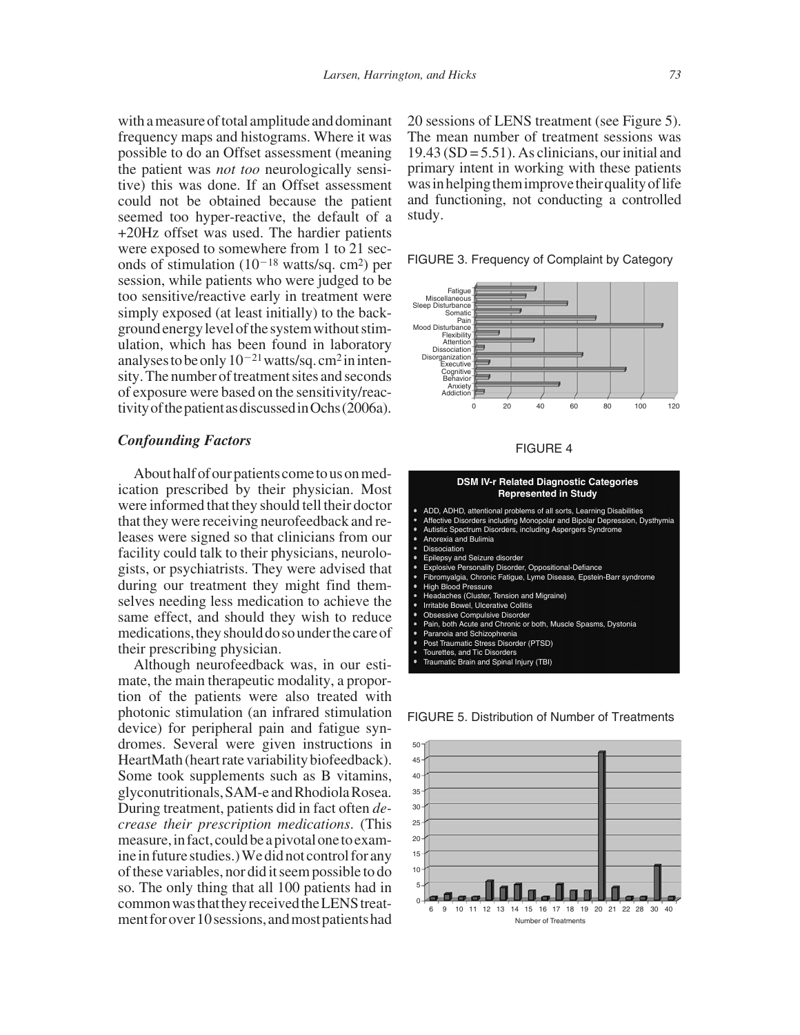with a measure of total amplitude and dominant frequency maps and histograms. Where it was possible to do an Offset assessment (meaning the patient was *not too* neurologically sensitive) this was done. If an Offset assessment could not be obtained because the patient seemed too hyper-reactive, the default of a +20Hz offset was used. The hardier patients were exposed to somewhere from 1 to 21 seconds of stimulation ($10^{-18}$ watts/sq. $cm^2$) per session, while patients who were judged to be too sensitive/reactive early in treatment were simply exposed (at least initially) to the background energy level of the system without stimulation, which has been found in laboratory analyses to be only $10^{-21}$ watts/sq. $cm^2$ in intensity. The number of treatment sites and seconds of exposure were based on the sensitivity/reactivity of the patient as discussed in Ochs (2006a).

### *Confounding Factors*

About half of our patients come to us on medication prescribed by their physician. Most were informed that they should tell their doctor that they were receiving neurofeedback and releases were signed so that clinicians from our facility could talk to their physicians, neurologists, or psychiatrists. They were advised that during our treatment they might find themselves needing less medication to achieve the same effect, and should they wish to reduce medications, they should do so under the care of their prescribing physician.

Although neurofeedback was, in our estimate, the main therapeutic modality, a proportion of the patients were also treated with photonic stimulation (an infrared stimulation device) for peripheral pain and fatigue syndromes. Several were given instructions in HeartMath (heart rate variability biofeedback). Some took supplements such as B vitamins, glyconutritionals, SAM-e and Rhodiola Rosea. During treatment, patients did in fact often *decrease their prescription medications.* (This measure, in fact, could be a pivotal one to examine in future studies.) We did not control for any of these variables, nor did it seem possible to do so. The only thing that all 100 patients had in common was that they received the LENS treatment for over 10 sessions, and most patients had 20 sessions of LENS treatment (see Figure 5). The mean number of treatment sessions was 19.43 (SD = 5.51). As clinicians, our initial and primary intent in working with these patients was in helping them improve their quality of life and functioning, not conducting a controlled study.

FIGURE 3. Frequency of Complaint by Category

Fatigue
Miscellaneous
Sleep Disturbance
Somatic
Pain
Mood Disturbance
Flexibility
Attention
Dissociation
Disorganization
Executive
Cognitive
Behavior
Anxiety
Addiction

0 20 40 60 80 100 120

FIGURE 4

**DSM IV-r Related Diagnostic Categories Represented in Study**

- ADD, ADHD, attentional problems of all sorts, Learning Disabilities
- Affective Disorders including Monopolar and Bipolar Depression, Dysthymia
- Autistic Spectrum Disorders, including Aspergers Syndrome
- Anorexia and Bulimia
- Dissociation
- Epilepsy and Seizure disorder
- Explosive Personality Disorder, Oppositional-Defiance
- Fibromyalgia, Chronic Fatigue, Lyme Disease, Epstein-Barr syndrome
- High Blood Pressure
- Headaches (Cluster, Tension and Migraine)
- Irritable Bowel, Ulcerative Collitis
- Obsessive Compulsive Disorder
- Pain, both Acute and Chronic or both, Muscle Spasms, Dystonia
- Paranoia and Schizophrenia
- Post Traumatic Stress Disorder (PTSD)
- Tourettes, and Tic Disorders
- Traumatic Brain and Spinal Injury (TBI)

FIGURE 5. Distribution of Number of Treatments

50
45
40
35
30
25
20
15
10
5
0

6 9 10 11 12 13 14 15 16 17 18 19 20 21 22 28 30 40

Number of Treatments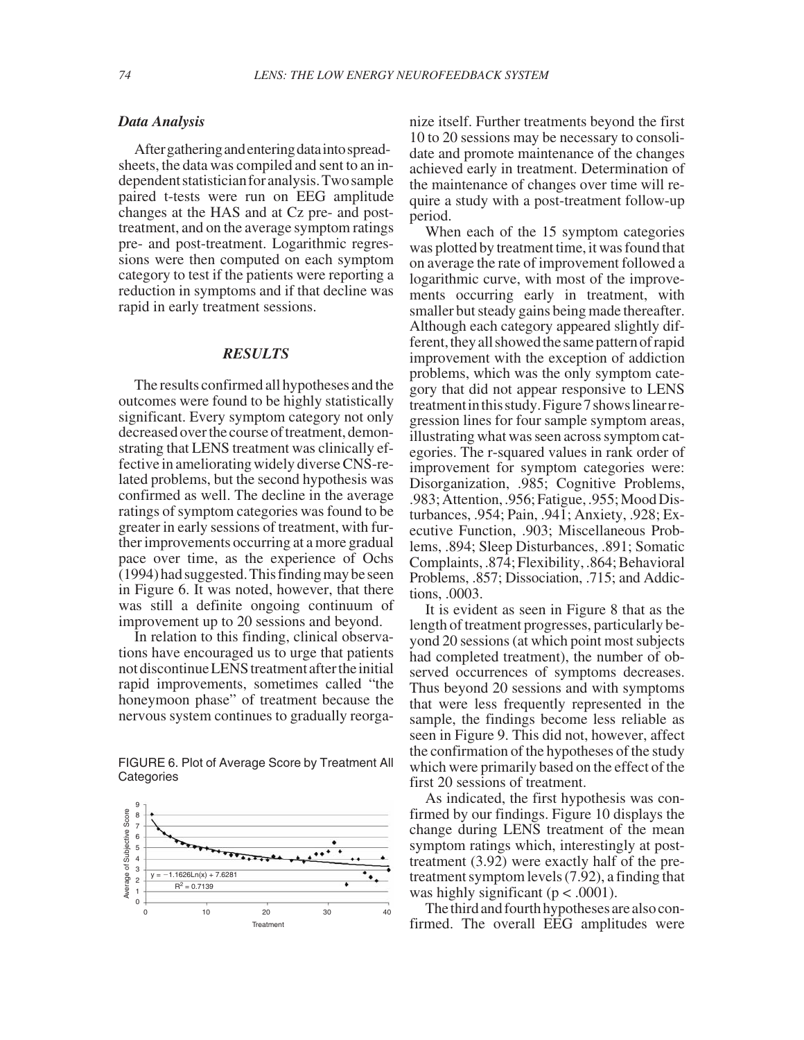### *Data Analysis*

After gathering and entering data into spreadsheets, the data was compiled and sent to an independent statistician for analysis. Two sample paired t-tests were run on EEG amplitude changes at the HAS and at Cz pre- and post-treatment, and on the average symptom ratings pre- and post-treatment. Logarithmic regressions were then computed on each symptom category to test if the patients were reporting a reduction in symptoms and if that decline was rapid in early treatment sessions.

## *RESULTS*

The results confirmed all hypotheses and the outcomes were found to be highly statistically significant. Every symptom category not only decreased over the course of treatment, demonstrating that LENS treatment was clinically effective in ameliorating widely diverse CNS-related problems, but the second hypothesis was confirmed as well. The decline in the average ratings of symptom categories was found to be greater in early sessions of treatment, with further improvements occurring at a more gradual pace over time, as the experience of Ochs (1994) had suggested. This finding may be seen in Figure 6. It was noted, however, that there was still a definite ongoing continuum of improvement up to 20 sessions and beyond.

In relation to this finding, clinical observations have encouraged us to urge that patients not discontinue LENS treatment after the initial rapid improvements, sometimes called "the honeymoon phase" of treatment because the nervous system continues to gradually reorganize itself. Further treatments beyond the first 10 to 20 sessions may be necessary to consolidate and promote maintenance of the changes achieved early in treatment. Determination of the maintenance of changes over time will require a study with a post-treatment follow-up period.

FIGURE 6. Plot of Average Score by Treatment All Categories

Average of Subjective Score
Treatment
$y = -1.1626\text{Ln}(x) + 7.6281$
$R^2 = 0.7139$

When each of the 15 symptom categories was plotted by treatment time, it was found that on average the rate of improvement followed a logarithmic curve, with most of the improvements occurring early in treatment, with smaller but steady gains being made thereafter. Although each category appeared slightly different, they all showed the same pattern of rapid improvement with the exception of addiction problems, which was the only symptom category that did not appear responsive to LENS treatment in this study. Figure 7 shows linear regression lines for four sample symptom areas, illustrating what was seen across symptom categories. The r-squared values in rank order of improvement for symptom categories were: Disorganization, .985; Cognitive Problems, .983; Attention, .956; Fatigue, .955; Mood Disturbances, .954; Pain, .941; Anxiety, .928; Executive Function, .903; Miscellaneous Problems, .894; Sleep Disturbances, .891; Somatic Complaints, .874; Flexibility, .864; Behavioral Problems, .857; Dissociation, .715; and Addictions, .0003.

It is evident as seen in Figure 8 that as the length of treatment progresses, particularly beyond 20 sessions (at which point most subjects had completed treatment), the number of observed occurrences of symptoms decreases. Thus beyond 20 sessions and with symptoms that were less frequently represented in the sample, the findings become less reliable as seen in Figure 9. This did not, however, affect the confirmation of the hypotheses of the study which were primarily based on the effect of the first 20 sessions of treatment.

As indicated, the first hypothesis was confirmed by our findings. Figure 10 displays the change during LENS treatment of the mean symptom ratings which, interestingly at post-treatment (3.92) were exactly half of the pre-treatment symptom levels (7.92), a finding that was highly significant ($p < .0001$).

The third and fourth hypotheses are also confirmed. The overall EEG amplitudes were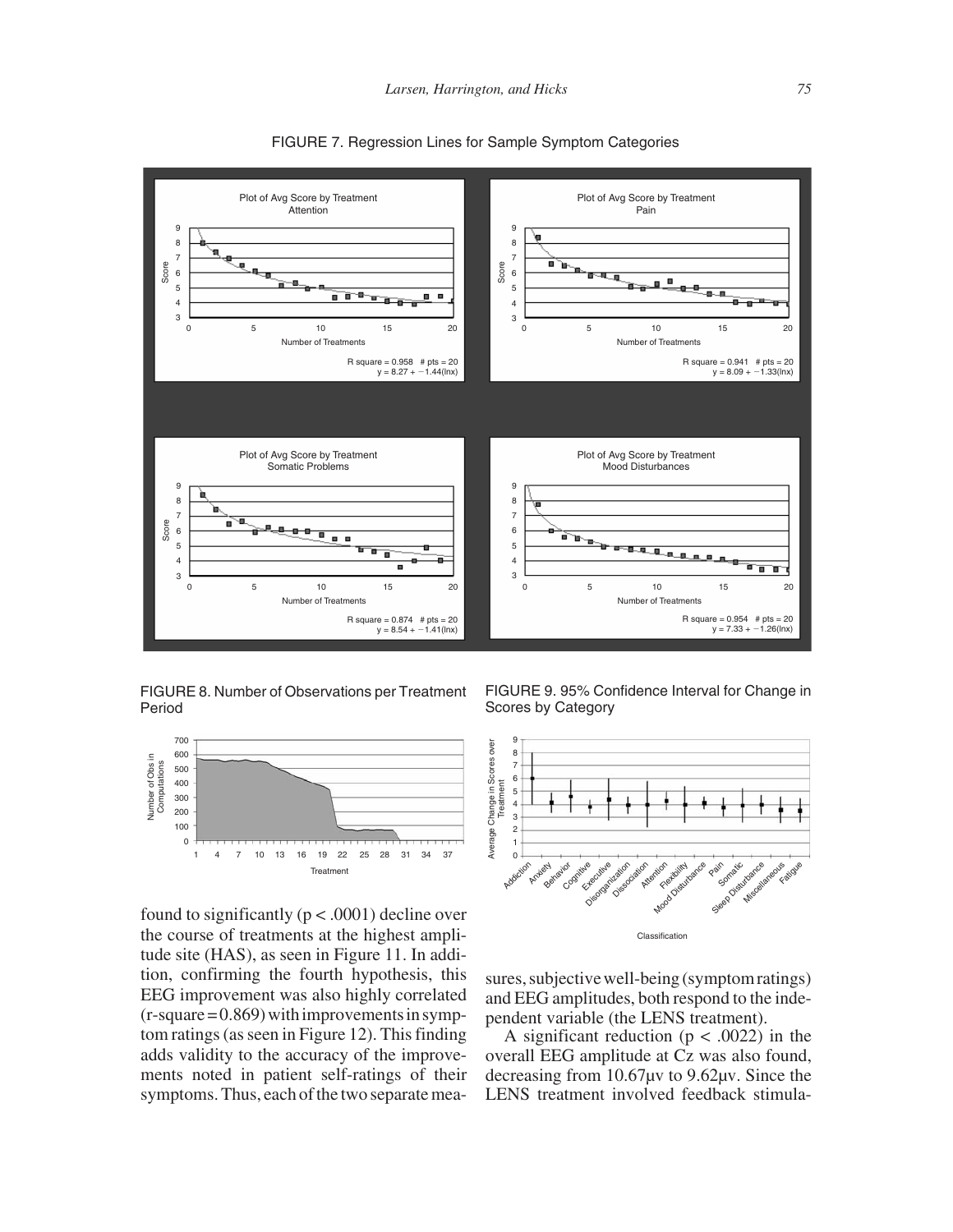FIGURE 7. Regression Lines for Sample Symptom Categories

Plot of Avg Score by Treatment
Attention

Score

9
8
7
6
5
4
3

0 5 10 15 20

Number of Treatments

R square = 0.958 # pts = 20
y = 8.27 + −1.44(lnx)

Plot of Avg Score by Treatment
Pain

Score

9
8
7
6
5
4
3

0 5 10 15 20

Number of Treatments

R square = 0.941 # pts = 20
y = 8.09 + −1.33(lnx)

Plot of Avg Score by Treatment
Somatic Problems

Score

9
8
7
6
5
4
3

0 5 10 15 20

Number of Treatments

R square = 0.874 # pts = 20
y = 8.54 + −1.41(lnx)

Plot of Avg Score by Treatment
Mood Disturbances

9
8
7
6
5
4
3

0 5 10 15 20

Number of Treatments

R square = 0.954 # pts = 20
y = 7.33 + −1.26(lnx)

FIGURE 8. Number of Observations per Treatment Period

Number of Obs in Computations

700
600
500
400
300
200
100
0

1 4 7 10 13 16 19 22 25 28 31 34 37

Treatment

FIGURE 9. 95% Confidence Interval for Change in Scores by Category

Average Change in Scores over Treatment

9
8
7
6
5
4
3
2
1
0

Addiction Anxiety Behavior Cognitive Executive Disorganization Dissociation Attention Flexibility Mood Disturbance Pain Somatic Sleep Disturbance Miscellaneous Fatigue

Classification

found to significantly ($p < .0001$) decline over the course of treatments at the highest amplitude site (HAS), as seen in Figure 11. In addition, confirming the fourth hypothesis, this EEG improvement was also highly correlated (r-square = 0.869) with improvements in symptom ratings (as seen in Figure 12). This finding adds validity to the accuracy of the improvements noted in patient self-ratings of their symptoms. Thus, each of the two separate measures, subjective well-being (symptom ratings) and EEG amplitudes, both respond to the independent variable (the LENS treatment).

A significant reduction ($p < .0022$) in the overall EEG amplitude at Cz was also found, decreasing from 10.67μv to 9.62μv. Since the LENS treatment involved feedback stimula-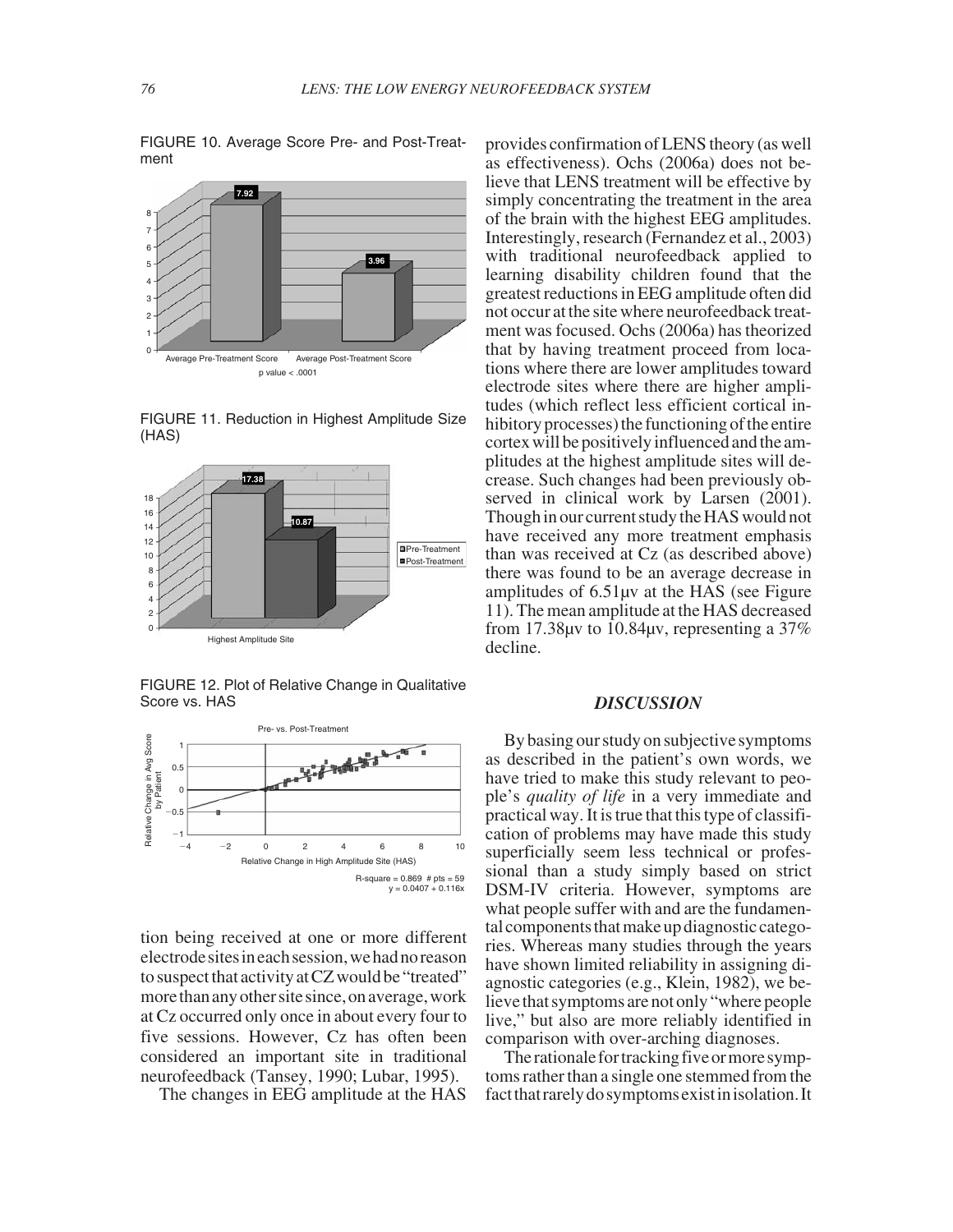FIGURE 10. Average Score Pre- and Post-Treatment

7.92

3.96

8
7
6
5
4
3
2
1
0

Average Pre-Treatment Score
Average Post-Treatment Score

p value < .0001

FIGURE 11. Reduction in Highest Amplitude Size (HAS)

17.38

10.87

18
16
14
12
10
8
6
4
2
0

Pre-Treatment
Post-Treatment

Highest Amplitude Site

FIGURE 12. Plot of Relative Change in Qualitative Score vs. HAS

Pre- vs. Post-Treatment

Relative Change in Avg Score by Patient

1
0.5
0
−0.5
−1

−4 −2 0 2 4 6 8 10

Relative Change in High Amplitude Site (HAS)

R-square = 0.869 # pts = 59
y = 0.0407 + 0.116x

tion being received at one or more different electrode sites in each session, we had no reason to suspect that activity at CZ would be "treated" more than any other site since, on average, work at Cz occurred only once in about every four to five sessions. However, Cz has often been considered an important site in traditional neurofeedback (Tansey, 1990; Lubar, 1995).

The changes in EEG amplitude at the HAS provides confirmation of LENS theory (as well as effectiveness). Ochs (2006a) does not believe that LENS treatment will be effective by simply concentrating the treatment in the area of the brain with the highest EEG amplitudes. Interestingly, research (Fernandez et al., 2003) with traditional neurofeedback applied to learning disability children found that the greatest reductions in EEG amplitude often did not occur at the site where neurofeedback treatment was focused. Ochs (2006a) has theorized that by having treatment proceed from locations where there are lower amplitudes toward electrode sites where there are higher amplitudes (which reflect less efficient cortical inhibitory processes) the functioning of the entire cortex will be positively influenced and the amplitudes at the highest amplitude sites will decrease. Such changes had been previously observed in clinical work by Larsen (2001). Though in our current study the HAS would not have received any more treatment emphasis than was received at Cz (as described above) there was found to be an average decrease in amplitudes of 6.51μv at the HAS (see Figure 11). The mean amplitude at the HAS decreased from 17.38μv to 10.84μv, representing a 37% decline.

## DISCUSSION

By basing our study on subjective symptoms as described in the patient's own words, we have tried to make this study relevant to people's *quality of life* in a very immediate and practical way. It is true that this type of classification of problems may have made this study superficially seem less technical or professional than a study simply based on strict DSM-IV criteria. However, symptoms are what people suffer with and are the fundamental components that make up diagnostic categories. Whereas many studies through the years have shown limited reliability in assigning diagnostic categories (e.g., Klein, 1982), we believe that symptoms are not only "where people live," but also are more reliably identified in comparison with over-arching diagnoses.

The rationale for tracking five or more symptoms rather than a single one stemmed from the fact that rarely do symptoms exist in isolation. It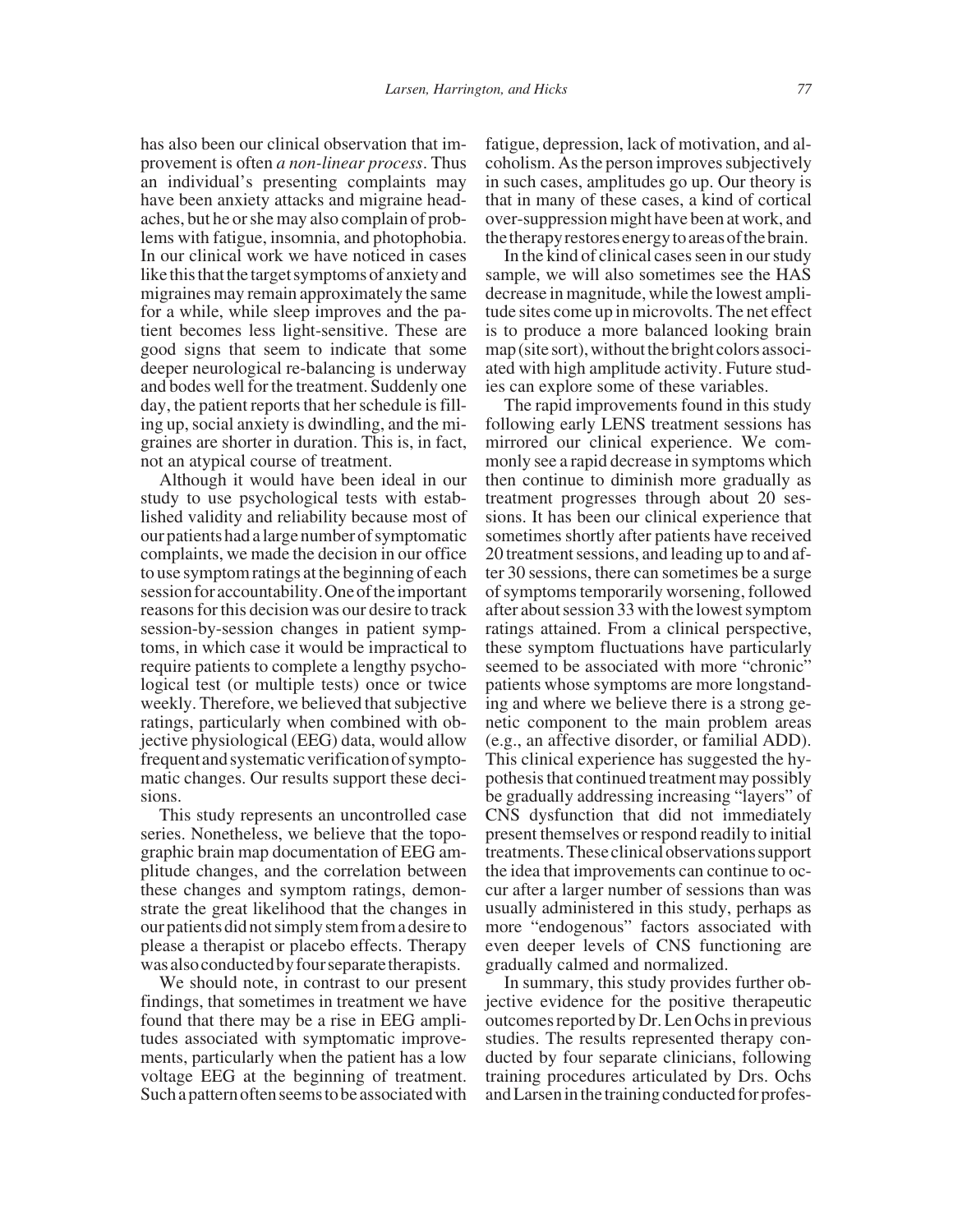has also been our clinical observation that improvement is often *a non-linear process*. Thus an individual's presenting complaints may have been anxiety attacks and migraine headaches, but he or she may also complain of problems with fatigue, insomnia, and photophobia. In our clinical work we have noticed in cases like this that the target symptoms of anxiety and migraines may remain approximately the same for a while, while sleep improves and the patient becomes less light-sensitive. These are good signs that seem to indicate that some deeper neurological re-balancing is underway and bodes well for the treatment. Suddenly one day, the patient reports that her schedule is filling up, social anxiety is dwindling, and the migraines are shorter in duration. This is, in fact, not an atypical course of treatment.

Although it would have been ideal in our study to use psychological tests with established validity and reliability because most of our patients had a large number of symptomatic complaints, we made the decision in our office to use symptom ratings at the beginning of each session for accountability. One of the important reasons for this decision was our desire to track session-by-session changes in patient symptoms, in which case it would be impractical to require patients to complete a lengthy psychological test (or multiple tests) once or twice weekly. Therefore, we believed that subjective ratings, particularly when combined with objective physiological (EEG) data, would allow frequent and systematic verification of symptomatic changes. Our results support these decisions.

This study represents an uncontrolled case series. Nonetheless, we believe that the topographic brain map documentation of EEG amplitude changes, and the correlation between these changes and symptom ratings, demonstrate the great likelihood that the changes in our patients did not simply stem from a desire to please a therapist or placebo effects. Therapy was also conducted by four separate therapists.

We should note, in contrast to our present findings, that sometimes in treatment we have found that there may be a rise in EEG amplitudes associated with symptomatic improvements, particularly when the patient has a low voltage EEG at the beginning of treatment. Such a pattern often seems to be associated with fatigue, depression, lack of motivation, and alcoholism. As the person improves subjectively in such cases, amplitudes go up. Our theory is that in many of these cases, a kind of cortical over-suppression might have been at work, and the therapy restores energy to areas of the brain.

In the kind of clinical cases seen in our study sample, we will also sometimes see the HAS decrease in magnitude, while the lowest amplitude sites come up in microvolts. The net effect is to produce a more balanced looking brain map (site sort), without the bright colors associated with high amplitude activity. Future studies can explore some of these variables.

The rapid improvements found in this study following early LENS treatment sessions has mirrored our clinical experience. We commonly see a rapid decrease in symptoms which then continue to diminish more gradually as treatment progresses through about 20 sessions. It has been our clinical experience that sometimes shortly after patients have received 20 treatment sessions, and leading up to and after 30 sessions, there can sometimes be a surge of symptoms temporarily worsening, followed after about session 33 with the lowest symptom ratings attained. From a clinical perspective, these symptom fluctuations have particularly seemed to be associated with more "chronic" patients whose symptoms are more longstanding and where we believe there is a strong genetic component to the main problem areas (e.g., an affective disorder, or familial ADD). This clinical experience has suggested the hypothesis that continued treatment may possibly be gradually addressing increasing "layers" of CNS dysfunction that did not immediately present themselves or respond readily to initial treatments. These clinical observations support the idea that improvements can continue to occur after a larger number of sessions than was usually administered in this study, perhaps as more "endogenous" factors associated with even deeper levels of CNS functioning are gradually calmed and normalized.

In summary, this study provides further objective evidence for the positive therapeutic outcomes reported by Dr. Len Ochs in previous studies. The results represented therapy conducted by four separate clinicians, following training procedures articulated by Drs. Ochs and Larsen in the training conducted for profes-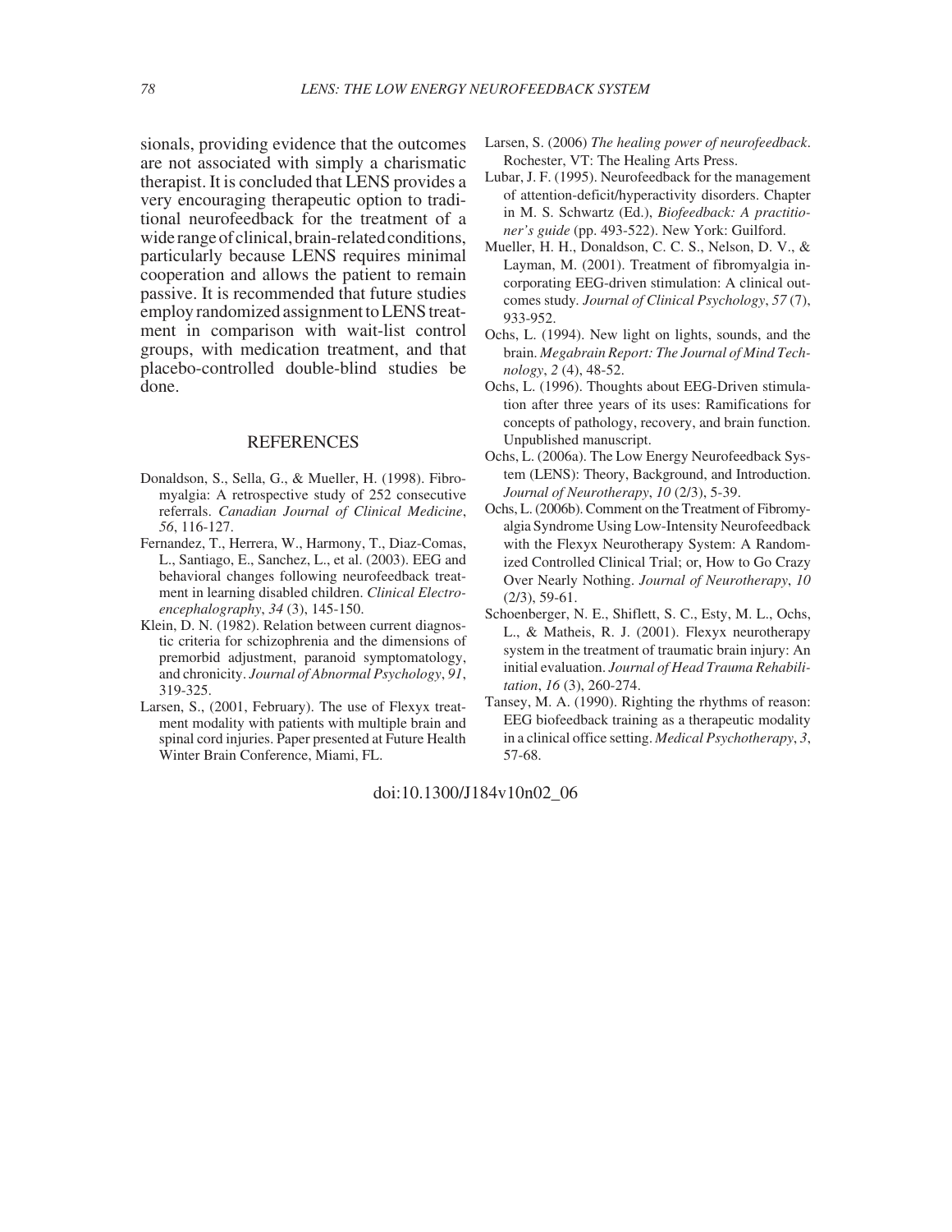sionals, providing evidence that the outcomes are not associated with simply a charismatic therapist. It is concluded that LENS provides a very encouraging therapeutic option to traditional neurofeedback for the treatment of a wide range of clinical, brain-related conditions, particularly because LENS requires minimal cooperation and allows the patient to remain passive. It is recommended that future studies employ randomized assignment to LENS treatment in comparison with wait-list control groups, with medication treatment, and that placebo-controlled double-blind studies be done.

## REFERENCES

Donaldson, S., Sella, G., & Mueller, H. (1998). Fibromyalgia: A retrospective study of 252 consecutive referrals. *Canadian Journal of Clinical Medicine*, *56*, 116-127.

Fernandez, T., Herrera, W., Harmony, T., Diaz-Comas, L., Santiago, E., Sanchez, L., et al. (2003). EEG and behavioral changes following neurofeedback treatment in learning disabled children. *Clinical Electroencephalography*, *34* (3), 145-150.

Klein, D. N. (1982). Relation between current diagnostic criteria for schizophrenia and the dimensions of premorbid adjustment, paranoid symptomatology, and chronicity. *Journal of Abnormal Psychology*, *91*, 319-325.

Larsen, S., (2001, February). The use of Flexyx treatment modality with patients with multiple brain and spinal cord injuries. Paper presented at Future Health Winter Brain Conference, Miami, FL.

Larsen, S. (2006) *The healing power of neurofeedback*. Rochester, VT: The Healing Arts Press.

Lubar, J. F. (1995). Neurofeedback for the management of attention-deficit/hyperactivity disorders. Chapter in M. S. Schwartz (Ed.), *Biofeedback: A practitioner's guide* (pp. 493-522). New York: Guilford.

Mueller, H. H., Donaldson, C. C. S., Nelson, D. V., & Layman, M. (2001). Treatment of fibromyalgia incorporating EEG-driven stimulation: A clinical outcomes study. *Journal of Clinical Psychology*, *57* (7), 933-952.

Ochs, L. (1994). New light on lights, sounds, and the brain. *Megabrain Report: The Journal of Mind Technology*, *2* (4), 48-52.

Ochs, L. (1996). Thoughts about EEG-Driven stimulation after three years of its uses: Ramifications for concepts of pathology, recovery, and brain function. Unpublished manuscript.

Ochs, L. (2006a). The Low Energy Neurofeedback System (LENS): Theory, Background, and Introduction. *Journal of Neurotherapy*, *10* (2/3), 5-39.

Ochs, L. (2006b). Comment on the Treatment of Fibromyalgia Syndrome Using Low-Intensity Neurofeedback with the Flexyx Neurotherapy System: A Randomized Controlled Clinical Trial; or, How to Go Crazy Over Nearly Nothing. *Journal of Neurotherapy*, *10* (2/3), 59-61.

Schoenberger, N. E., Shiflett, S. C., Esty, M. L., Ochs, L., & Matheis, R. J. (2001). Flexyx neurotherapy system in the treatment of traumatic brain injury: An initial evaluation. *Journal of Head Trauma Rehabilitation*, *16* (3), 260-274.

Tansey, M. A. (1990). Righting the rhythms of reason: EEG biofeedback training as a therapeutic modality in a clinical office setting. *Medical Psychotherapy*, *3*, 57-68.

doi:10.1300/J184v10n02_06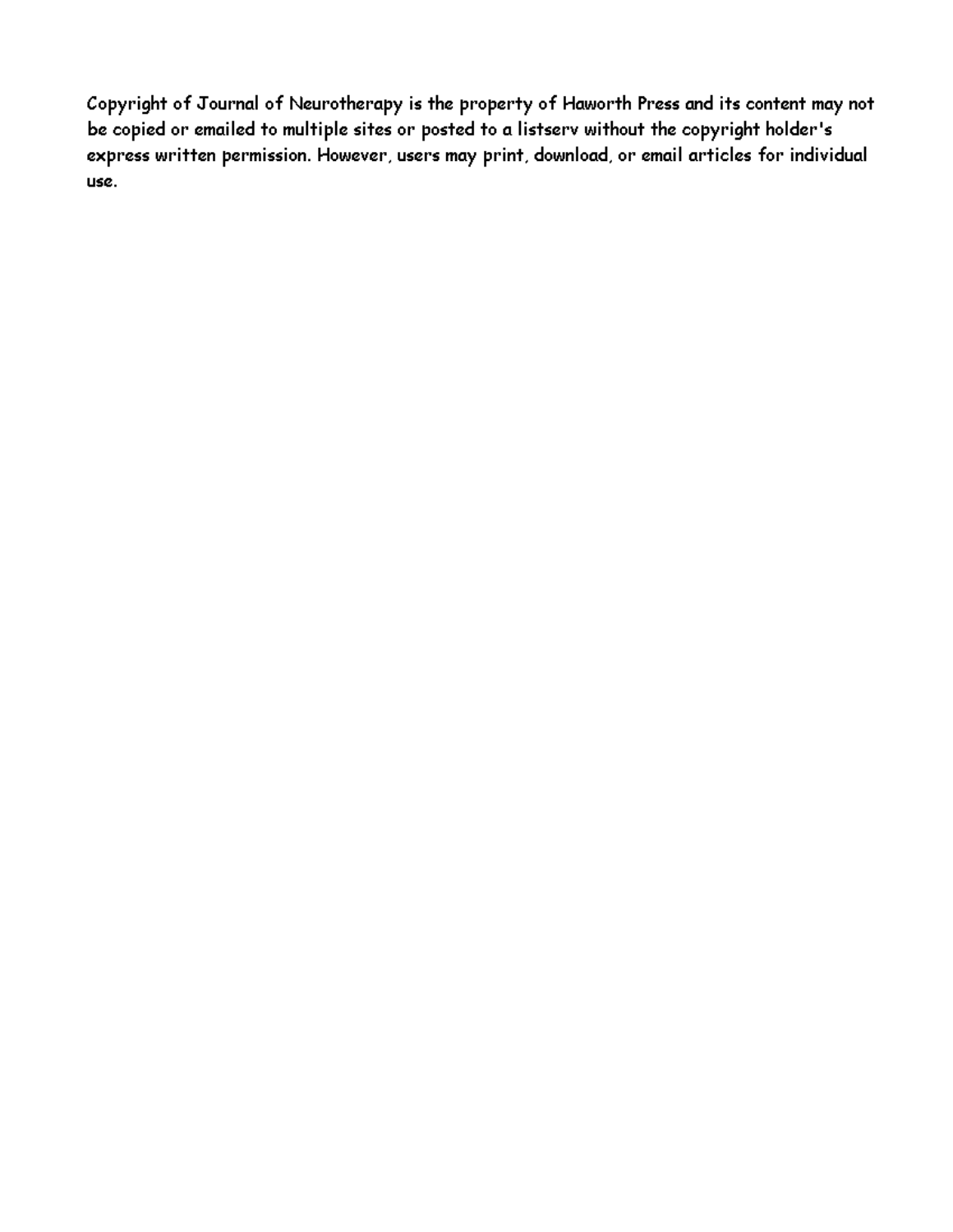Copyright of Journal of Neurotherapy is the property of Haworth Press and its content may not be copied or emailed to multiple sites or posted to a listserv without the copyright holder's express written permission. However, users may print, download, or email articles for individual use.